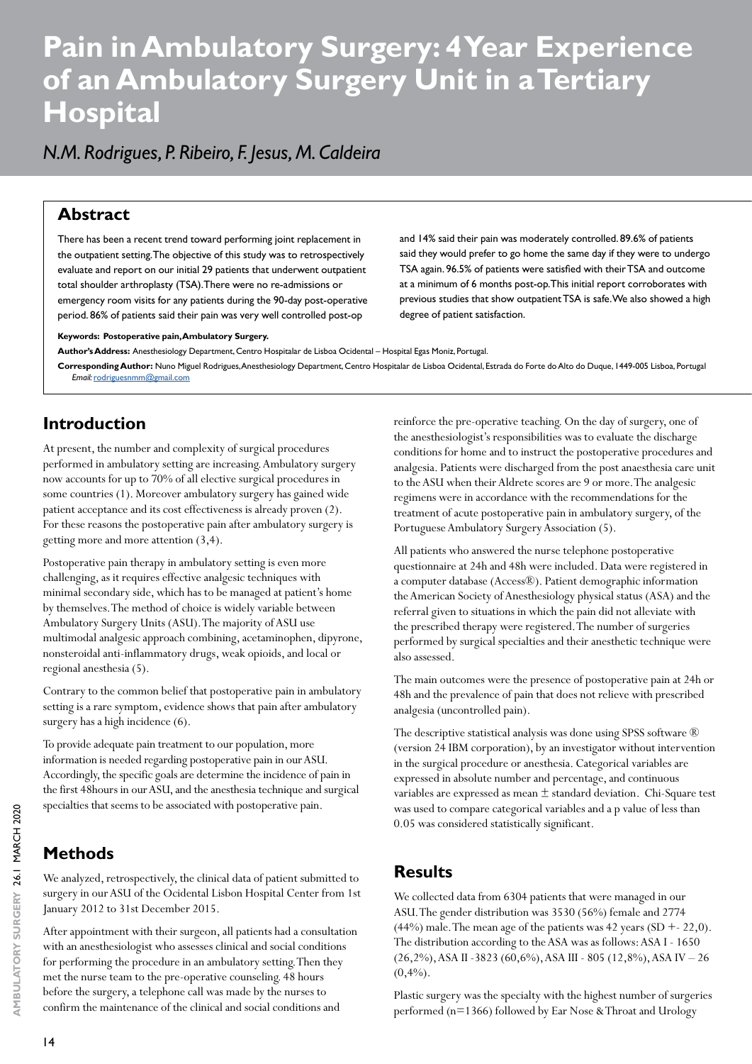# Pain in Ambulatory Surgery: 4 Year Experience of an Ambulatory Surgery Unit in a Tertiary Hospital

*N.M. Rodrigues, P. Ribeiro, F. Jesus, M. Caldeira*

## Abstract

There has been a recent trend toward performing joint replacement in the outpatient setting. The objective of this study was to retrospectively evaluate and report on our initial 29 patients that underwent outpatient total shoulder arthroplasty (TSA). There were no re-admissions or emergency room visits for any patients during the 90-day post-operative period. 86% of patients said their pain was very well controlled post-op and 14% said their pain was moderately controlled. 89.6% of patients said they would prefer to go home the same day if they were to undergo TSA again. 96.5% of patients were satisfied with their TSA and outcome at a minimum of 6 months post-op. This initial report corroborates with previous studies that show outpatient TSA is safe. We also showed a high degree of patient satisfaction.

**Keywords: Postoperative pain, Ambulatory Surgery.**

**Author's Address:** Anesthesiology Department, Centro Hospitalar de Lisboa Ocidental – Hospital Egas Moniz, Portugal.

**Corresponding Author:** Nuno Miguel Rodrigues, Anesthesiology Department, Centro Hospitalar de Lisboa Ocidental, Estrada do Forte do Alto do Duque, 1449-005 Lisboa, Portugal
*Email:* rodriguesnmm@gmail.com

## Introduction

At present, the number and complexity of surgical procedures performed in ambulatory setting are increasing. Ambulatory surgery now accounts for up to 70% of all elective surgical procedures in some countries (1). Moreover ambulatory surgery has gained wide patient acceptance and its cost effectiveness is already proven (2). For these reasons the postoperative pain after ambulatory surgery is getting more and more attention (3,4).

Postoperative pain therapy in ambulatory setting is even more challenging, as it requires effective analgesic techniques with minimal secondary side, which has to be managed at patient's home by themselves. The method of choice is widely variable between Ambulatory Surgery Units (ASU). The majority of ASU use multimodal analgesic approach combining, acetaminophen, dipyrone, nonsteroidal anti-inflammatory drugs, weak opioids, and local or regional anesthesia (5).

Contrary to the common belief that postoperative pain in ambulatory setting is a rare symptom, evidence shows that pain after ambulatory surgery has a high incidence (6).

To provide adequate pain treatment to our population, more information is needed regarding postoperative pain in our ASU. Accordingly, the specific goals are determine the incidence of pain in the first 48hours in our ASU, and the anesthesia technique and surgical specialties that seems to be associated with postoperative pain.

## Methods

We analyzed, retrospectively, the clinical data of patient submitted to surgery in our ASU of the Ocidental Lisbon Hospital Center from 1st January 2012 to 31st December 2015.

After appointment with their surgeon, all patients had a consultation with an anesthesiologist who assesses clinical and social conditions for performing the procedure in an ambulatory setting. Then they met the nurse team to the pre-operative counseling. 48 hours before the surgery, a telephone call was made by the nurses to confirm the maintenance of the clinical and social conditions and reinforce the pre-operative teaching. On the day of surgery, one of the anesthesiologist's responsibilities was to evaluate the discharge conditions for home and to instruct the postoperative procedures and analgesia. Patients were discharged from the post anaesthesia care unit to the ASU when their Aldrete scores are 9 or more. The analgesic regimens were in accordance with the recommendations for the treatment of acute postoperative pain in ambulatory surgery, of the Portuguese Ambulatory Surgery Association (5).

All patients who answered the nurse telephone postoperative questionnaire at 24h and 48h were included. Data were registered in a computer database (Access®). Patient demographic information the American Society of Anesthesiology physical status (ASA) and the referral given to situations in which the pain did not alleviate with the prescribed therapy were registered. The number of surgeries performed by surgical specialties and their anesthetic technique were also assessed.

The main outcomes were the presence of postoperative pain at 24h or 48h and the prevalence of pain that does not relieve with prescribed analgesia (uncontrolled pain).

The descriptive statistical analysis was done using SPSS software ® (version 24 IBM corporation), by an investigator without intervention in the surgical procedure or anesthesia. Categorical variables are expressed in absolute number and percentage, and continuous variables are expressed as mean ± standard deviation. Chi-Square test was used to compare categorical variables and a p value of less than 0.05 was considered statistically significant.

## Results

We collected data from 6304 patients that were managed in our ASU. The gender distribution was 3530 (56%) female and 2774 (44%) male. The mean age of the patients was 42 years (SD +- 22,0). The distribution according to the ASA was as follows: ASA I - 1650 (26,2%), ASA II -3823 (60,6%), ASA III - 805 (12,8%), ASA IV – 26 (0,4%).

Plastic surgery was the specialty with the highest number of surgeries performed (n=1366) followed by Ear Nose & Throat and Urology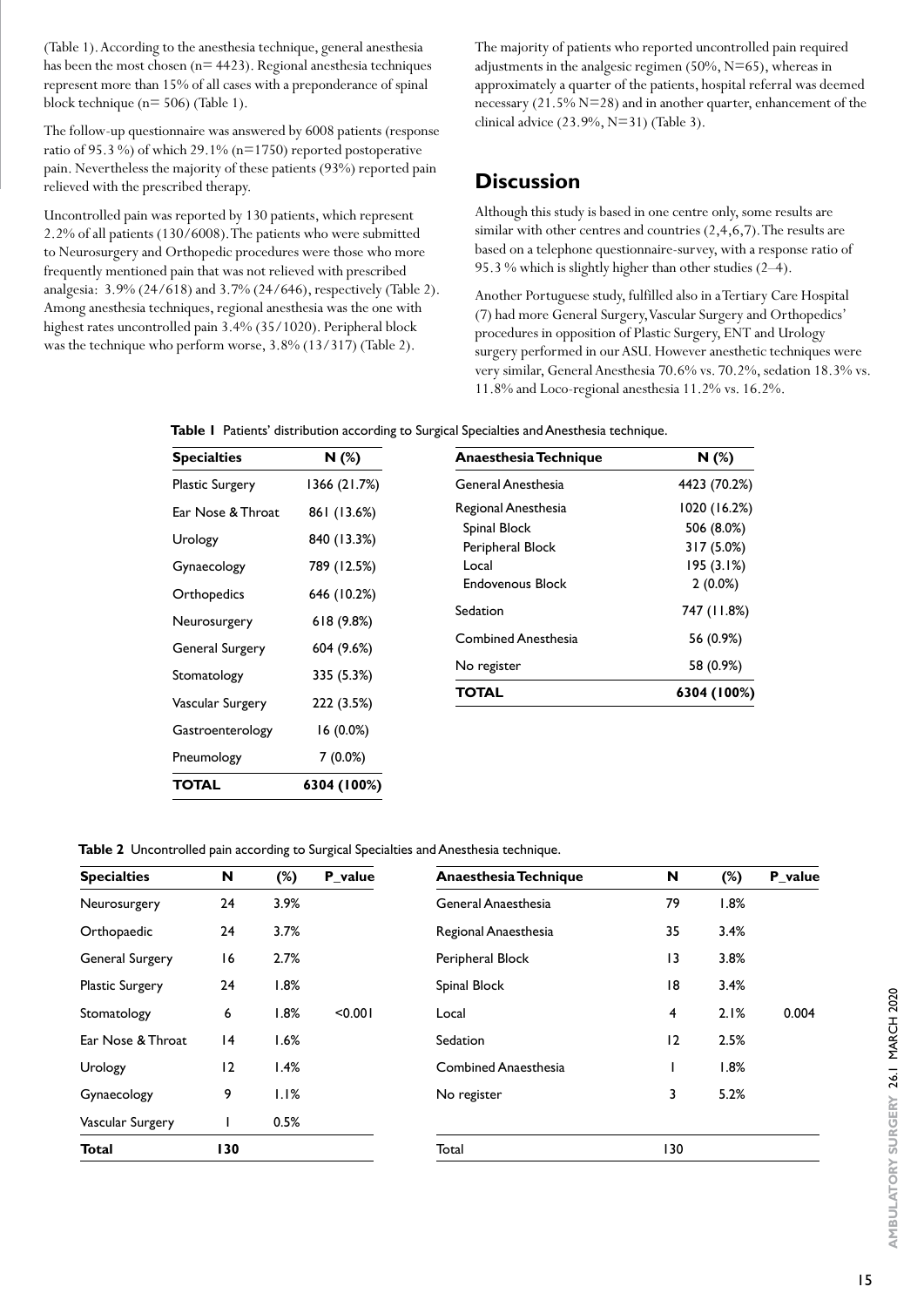(Table 1). According to the anesthesia technique, general anesthesia has been the most chosen (n= 4423). Regional anesthesia techniques represent more than 15% of all cases with a preponderance of spinal block technique (n= 506) (Table 1).

The follow-up questionnaire was answered by 6008 patients (response ratio of 95.3 %) of which 29.1% (n=1750) reported postoperative pain. Nevertheless the majority of these patients (93%) reported pain relieved with the prescribed therapy.

Uncontrolled pain was reported by 130 patients, which represent 2.2% of all patients (130/6008). The patients who were submitted to Neurosurgery and Orthopedic procedures were those who more frequently mentioned pain that was not relieved with prescribed analgesia: 3.9% (24/618) and 3.7% (24/646), respectively (Table 2). Among anesthesia techniques, regional anesthesia was the one with highest rates uncontrolled pain 3.4% (35/1020). Peripheral block was the technique who perform worse, 3.8% (13/317) (Table 2).

The majority of patients who reported uncontrolled pain required adjustments in the analgesic regimen (50%, N=65), whereas in approximately a quarter of the patients, hospital referral was deemed necessary (21.5% N=28) and in another quarter, enhancement of the clinical advice (23.9%, N=31) (Table 3).

## Discussion

Although this study is based in one centre only, some results are similar with other centres and countries (2,4,6,7). The results are based on a telephone questionnaire-survey, with a response ratio of 95.3 % which is slightly higher than other studies (2–4).

Another Portuguese study, fulfilled also in a Tertiary Care Hospital (7) had more General Surgery, Vascular Surgery and Orthopedics' procedures in opposition of Plastic Surgery, ENT and Urology surgery performed in our ASU. However anesthetic techniques were very similar, General Anesthesia 70.6% vs. 70.2%, sedation 18.3% vs. 11.8% and Loco-regional anesthesia 11.2% vs. 16.2%.

**Table 1** Patients' distribution according to Surgical Specialties and Anesthesia technique.

| Specialties | N (%) |
|---|---|
| Plastic Surgery | 1366 (21.7%) |
| Ear Nose & Throat | 861 (13.6%) |
| Urology | 840 (13.3%) |
| Gynaecology | 789 (12.5%) |
| Orthopedics | 646 (10.2%) |
| Neurosurgery | 618 (9.8%) |
| General Surgery | 604 (9.6%) |
| Stomatology | 335 (5.3%) |
| Vascular Surgery | 222 (3.5%) |
| Gastroenterology | 16 (0.0%) |
| Pneumology | 7 (0.0%) |
| **TOTAL** | **6304 (100%)** |

| Anaesthesia Technique | N (%) |
|---|---|
| General Anesthesia | 4423 (70.2%) |
| Regional Anesthesia | 1020 (16.2%) |
| Spinal Block | 506 (8.0%) |
| Peripheral Block | 317 (5.0%) |
| Local | 195 (3.1%) |
| Endovenous Block | 2 (0.0%) |
| Sedation | 747 (11.8%) |
| Combined Anesthesia | 56 (0.9%) |
| No register | 58 (0.9%) |
| **TOTAL** | **6304 (100%)** |

**Table 2** Uncontrolled pain according to Surgical Specialties and Anesthesia technique.

| Specialties | N | (%) | P_value |
|---|---|---|---|
| Neurosurgery | 24 | 3.9% | |
| Orthopaedic | 24 | 3.7% | |
| General Surgery | 16 | 2.7% | |
| Plastic Surgery | 24 | 1.8% | |
| Stomatology | 6 | 1.8% | <0.001 |
| Ear Nose & Throat | 14 | 1.6% | |
| Urology | 12 | 1.4% | |
| Gynaecology | 9 | 1.1% | |
| Vascular Surgery | 1 | 0.5% | |
| **Total** | **130** | | |

| Anaesthesia Technique | N | (%) | P_value |
|---|---|---|---|
| General Anaesthesia | 79 | 1.8% | |
| Regional Anaesthesia | 35 | 3.4% | |
| Peripheral Block | 13 | 3.8% | |
| Spinal Block | 18 | 3.4% | |
| Local | 4 | 2.1% | 0.004 |
| Sedation | 12 | 2.5% | |
| Combined Anaesthesia | 1 | 1.8% | |
| No register | 3 | 5.2% | |
| Total | 130 | | |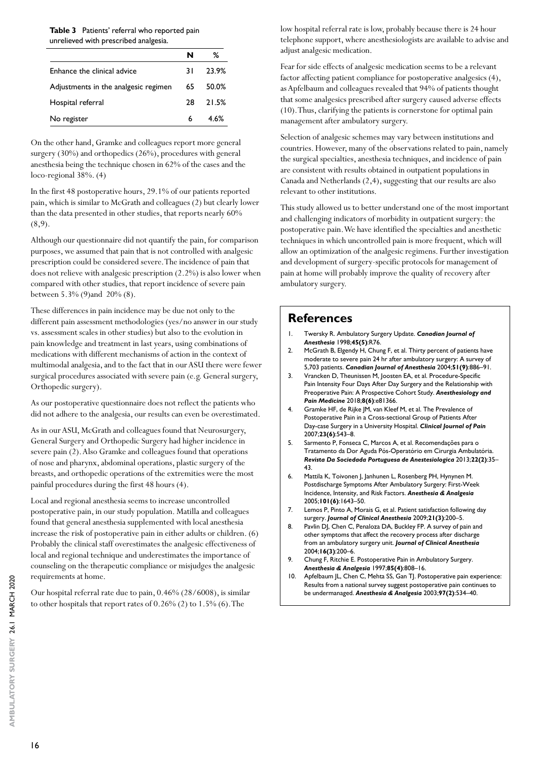**Table 3** Patients' referral who reported pain unrelieved with prescribed analgesia.

| | N | % |
|---|---|---|
| Enhance the clinical advice | 31 | 23.9% |
| Adjustments in the analgesic regimen | 65 | 50.0% |
| Hospital referral | 28 | 21.5% |
| No register | 6 | 4.6% |

On the other hand, Gramke and colleagues report more general surgery (30%) and orthopedics (26%), procedures with general anesthesia being the technique chosen in 62% of the cases and the loco-regional 38%. (4)

In the first 48 postoperative hours, 29.1% of our patients reported pain, which is similar to McGrath and colleagues (2) but clearly lower than the data presented in other studies, that reports nearly 60% (8,9).

Although our questionnaire did not quantify the pain, for comparison purposes, we assumed that pain that is not controlled with analgesic prescription could be considered severe. The incidence of pain that does not relieve with analgesic prescription (2.2%) is also lower when compared with other studies, that report incidence of severe pain between 5.3% (9)and 20% (8).

These differences in pain incidence may be due not only to the different pain assessment methodologies (yes/no answer in our study vs. assessment scales in other studies) but also to the evolution in pain knowledge and treatment in last years, using combinations of medications with different mechanisms of action in the context of multimodal analgesia, and to the fact that in our ASU there were fewer surgical procedures associated with severe pain (e.g. General surgery, Orthopedic surgery).

As our postoperative questionnaire does not reflect the patients who did not adhere to the analgesia, our results can even be overestimated.

As in our ASU, McGrath and colleagues found that Neurosurgery, General Surgery and Orthopedic Surgery had higher incidence in severe pain (2). Also Gramke and colleagues found that operations of nose and pharynx, abdominal operations, plastic surgery of the breasts, and orthopedic operations of the extremities were the most painful procedures during the first 48 hours (4).

Local and regional anesthesia seems to increase uncontrolled postoperative pain, in our study population. Matilla and colleagues found that general anesthesia supplemented with local anesthesia increase the risk of postoperative pain in either adults or children. (6) Probably the clinical staff overestimates the analgesic effectiveness of local and regional technique and underestimates the importance of counseling on the therapeutic compliance or misjudges the analgesic requirements at home.

Our hospital referral rate due to pain, 0.46% (28/6008), is similar to other hospitals that report rates of 0.26% (2) to 1.5% (6). The low hospital referral rate is low, probably because there is 24 hour telephone support, where anesthesiologists are available to advise and adjust analgesic medication.

Fear for side effects of analgesic medication seems to be a relevant factor affecting patient compliance for postoperative analgesics (4), as Apfelbaum and colleagues revealed that 94% of patients thought that some analgesics prescribed after surgery caused adverse effects (10). Thus, clarifying the patients is cornerstone for optimal pain management after ambulatory surgery.

Selection of analgesic schemes may vary between institutions and countries. However, many of the observations related to pain, namely the surgical specialties, anesthesia techniques, and incidence of pain are consistent with results obtained in outpatient populations in Canada and Netherlands (2,4), suggesting that our results are also relevant to other institutions.

This study allowed us to better understand one of the most important and challenging indicators of morbidity in outpatient surgery: the postoperative pain. We have identified the specialties and anesthetic techniques in which uncontrolled pain is more frequent, which will allow an optimization of the analgesic regimens. Further investigation and development of surgery-specific protocols for management of pain at home will probably improve the quality of recovery after ambulatory surgery.

## References

1. Twersky R. Ambulatory Surgery Update. ***Canadian Journal of Anesthesia*** 1998;**45(5)**:R76.
2. McGrath B, Elgendy H, Chung F, et al. Thirty percent of patients have moderate to severe pain 24 hr after ambulatory surgery: A survey of 5,703 patients. ***Canadian Journal of Anesthesia*** 2004;**51(9)**:886–91.
3. Vrancken D, Theunissen M, Joosten EA, et al. Procedure-Specific Pain Intensity Four Days After Day Surgery and the Relationship with Preoperative Pain: A Prospective Cohort Study. ***Anesthesiology and Pain Medicine*** 2018;**8(6)**:e81366.
4. Gramke HF, de Rijke JM, van Kleef M, et al. The Prevalence of Postoperative Pain in a Cross-sectional Group of Patients After Day-case Surgery in a University Hospital. ***Clinical Journal of Pain*** 2007;**23(6)**:543–8.
5. Sarmento P, Fonseca C, Marcos A, et al. Recomendações para o Tratamento da Dor Aguda Pós-Operatório em Cirurgia Ambulatória. ***Revista Da Sociedada Portuguesa de Anestesiologica*** 2013;**22(2)**:35–43.
6. Mattila K, Toivonen J, Janhunen L, Rosenberg PH, Hynynen M. Postdischarge Symptoms After Ambulatory Surgery: First-Week Incidence, Intensity, and Risk Factors. ***Anesthesia & Analgesia*** 2005;**101(6)**:1643–50.
7. Lemos P, Pinto A, Morais G, et al. Patient satisfaction following day surgery. ***Journal of Clinical Anesthesia*** 2009;**21(3)**:200–5.
8. Pavlin DJ, Chen C, Penaloza DA, Buckley FP. A survey of pain and other symptoms that affect the recovery process after discharge from an ambulatory surgery unit. ***Journal of Clinical Anesthesia*** 2004;**16(3)**:200–6.
9. Chung F, Ritchie E. Postoperative Pain in Ambulatory Surgery. ***Anesthesia & Analgesia*** 1997;**85(4)**:808–16.
10. Apfelbaum JL, Chen C, Mehta SS, Gan TJ. Postoperative pain experience: Results from a national survey suggest postoperative pain continues to be undermanaged. ***Anesthesia & Analgesia*** 2003;**97(2)**:534–40.